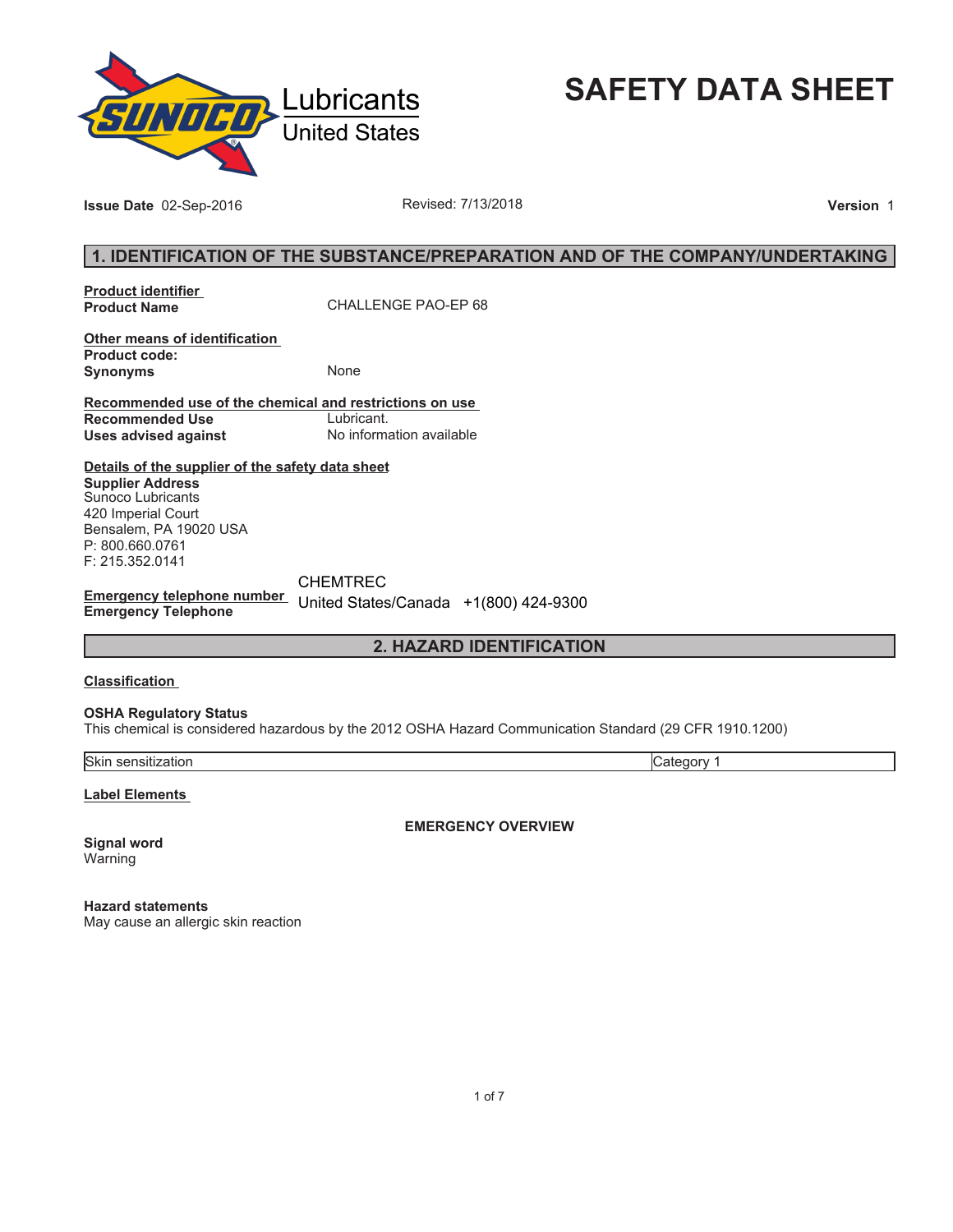Sunoco Lubricants United States

# SAFETY DATA SHEET

**Issue Date** 02-Sep-2016 Revised: 7/13/2018 **Version** 1

## 1. IDENTIFICATION OF THE SUBSTANCE/PREPARATION AND OF THE COMPANY/UNDERTAKING

**Product identifier**

**Product Name** CHALLENGE PAO-EP 68

**Other means of identification**

**Product code:**

**Synonyms** None

**Recommended use of the chemical and restrictions on use**

**Recommended Use** Lubricant.

**Uses advised against** No information available

**Details of the supplier of the safety data sheet**

**Supplier Address**
Sunoco Lubricants
420 Imperial Court
Bensalem, PA 19020 USA
P: 800.660.0761
F: 215.352.0141

**Emergency telephone number**

**Emergency Telephone** CHEMTREC
United States/Canada +1(800) 424-9300

## 2. HAZARD IDENTIFICATION

**Classification**

**OSHA Regulatory Status**
This chemical is considered hazardous by the 2012 OSHA Hazard Communication Standard (29 CFR 1910.1200)

| | |
|---|---|
| Skin sensitization | Category 1 |

**Label Elements**

**EMERGENCY OVERVIEW**

**Signal word**
Warning

**Hazard statements**
May cause an allergic skin reaction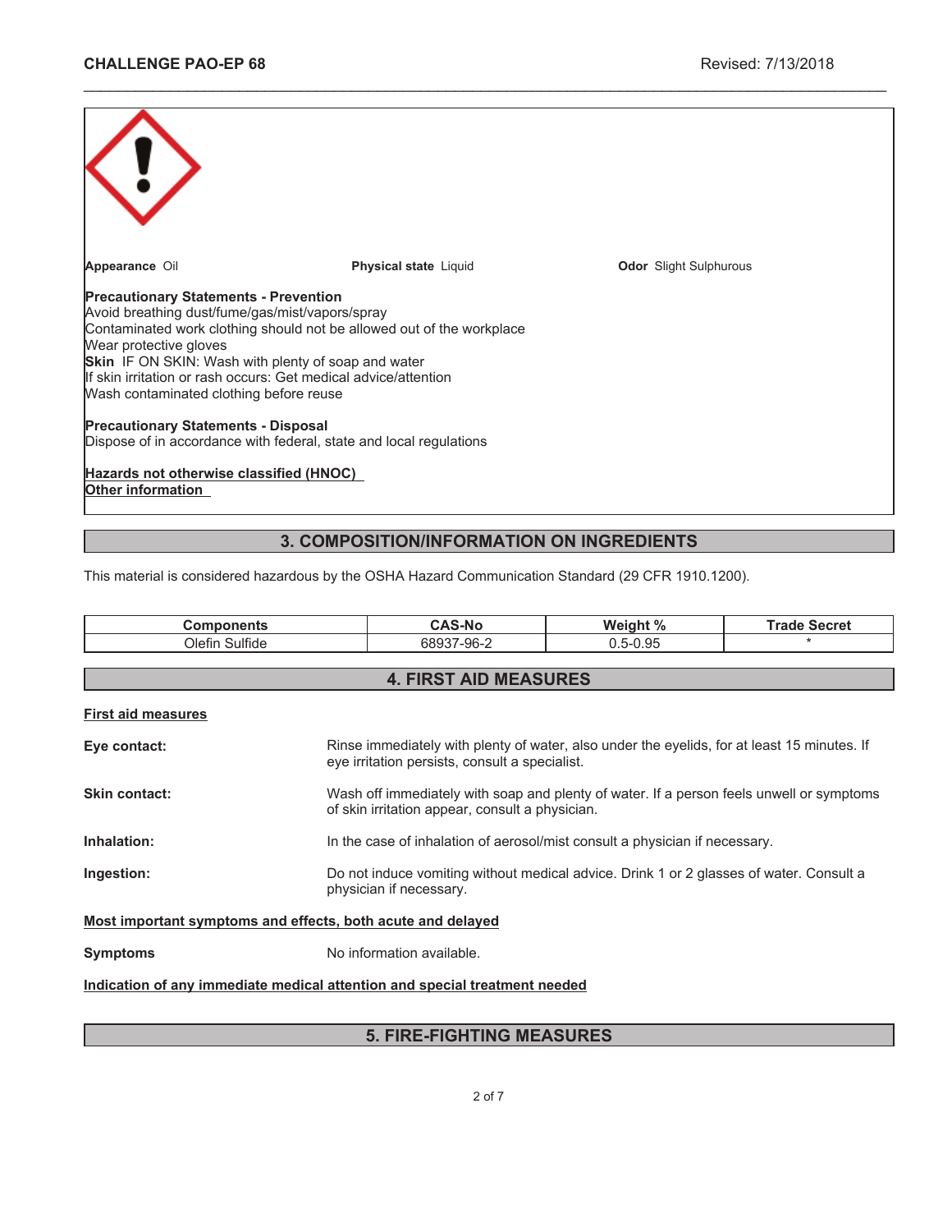**Appearance** Oil

**Physical state** Liquid

**Odor** Slight Sulphurous

**Precautionary Statements - Prevention**
Avoid breathing dust/fume/gas/mist/vapors/spray
Contaminated work clothing should not be allowed out of the workplace
Wear protective gloves
**Skin** IF ON SKIN: Wash with plenty of soap and water
If skin irritation or rash occurs: Get medical advice/attention
Wash contaminated clothing before reuse

**Precautionary Statements - Disposal**
Dispose of in accordance with federal, state and local regulations

**Hazards not otherwise classified (HNOC)**
**Other information**

## 3. COMPOSITION/INFORMATION ON INGREDIENTS

This material is considered hazardous by the OSHA Hazard Communication Standard (29 CFR 1910.1200).

| Components | CAS-No | Weight % | Trade Secret |
|---|---|---|---|
| Olefin Sulfide | 68937-96-2 | 0.5-0.95 | * |

## 4. FIRST AID MEASURES

**First aid measures**

**Eye contact:** Rinse immediately with plenty of water, also under the eyelids, for at least 15 minutes. If eye irritation persists, consult a specialist.

**Skin contact:** Wash off immediately with soap and plenty of water. If a person feels unwell or symptoms of skin irritation appear, consult a physician.

**Inhalation:** In the case of inhalation of aerosol/mist consult a physician if necessary.

**Ingestion:** Do not induce vomiting without medical advice. Drink 1 or 2 glasses of water. Consult a physician if necessary.

**Most important symptoms and effects, both acute and delayed**

**Symptoms** No information available.

**Indication of any immediate medical attention and special treatment needed**

## 5. FIRE-FIGHTING MEASURES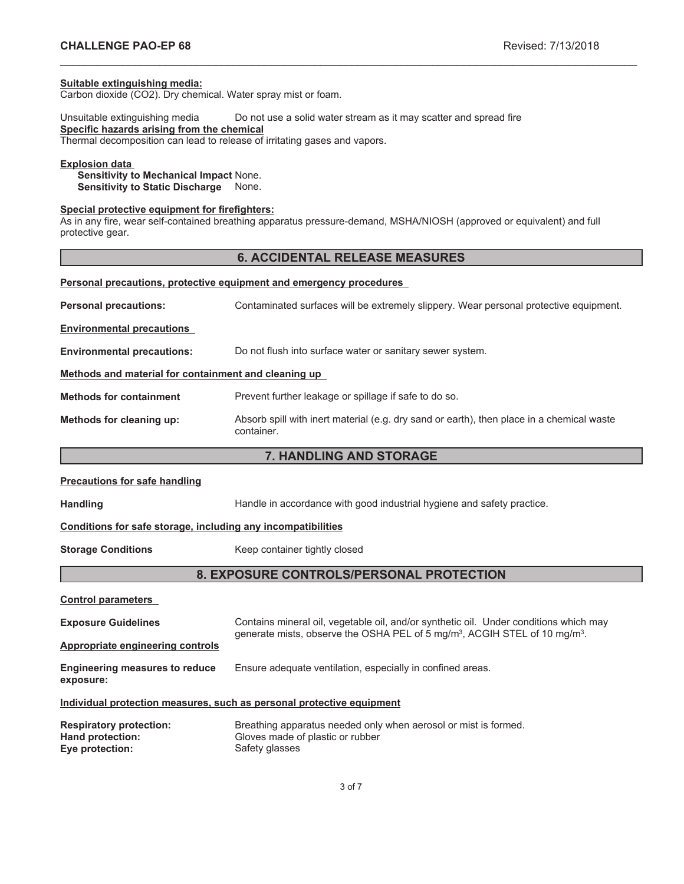**Suitable extinguishing media:**
Carbon dioxide ($CO_2$). Dry chemical. Water spray mist or foam.

Unsuitable extinguishing media Do not use a solid water stream as it may scatter and spread fire

**Specific hazards arising from the chemical**
Thermal decomposition can lead to release of irritating gases and vapors.

**Explosion data**
**Sensitivity to Mechanical Impact** None.
**Sensitivity to Static Discharge** None.

**Special protective equipment for firefighters:**
As in any fire, wear self-contained breathing apparatus pressure-demand, MSHA/NIOSH (approved or equivalent) and full protective gear.

## 6. ACCIDENTAL RELEASE MEASURES

**Personal precautions, protective equipment and emergency procedures**

**Personal precautions:** Contaminated surfaces will be extremely slippery. Wear personal protective equipment.

**Environmental precautions**

**Environmental precautions:** Do not flush into surface water or sanitary sewer system.

**Methods and material for containment and cleaning up**

**Methods for containment** Prevent further leakage or spillage if safe to do so.

**Methods for cleaning up:** Absorb spill with inert material (e.g. dry sand or earth), then place in a chemical waste container.

## 7. HANDLING AND STORAGE

**Precautions for safe handling**

**Handling** Handle in accordance with good industrial hygiene and safety practice.

**Conditions for safe storage, including any incompatibilities**

**Storage Conditions** Keep container tightly closed

## 8. EXPOSURE CONTROLS/PERSONAL PROTECTION

**Control parameters**

**Exposure Guidelines** Contains mineral oil, vegetable oil, and/or synthetic oil. Under conditions which may generate mists, observe the OSHA PEL of 5 $mg/m^3$, ACGIH STEL of 10 $mg/m^3$.

**Appropriate engineering controls**

**Engineering measures to reduce exposure:** Ensure adequate ventilation, especially in confined areas.

**Individual protection measures, such as personal protective equipment**

**Respiratory protection:** Breathing apparatus needed only when aerosol or mist is formed.
**Hand protection:** Gloves made of plastic or rubber
**Eye protection:** Safety glasses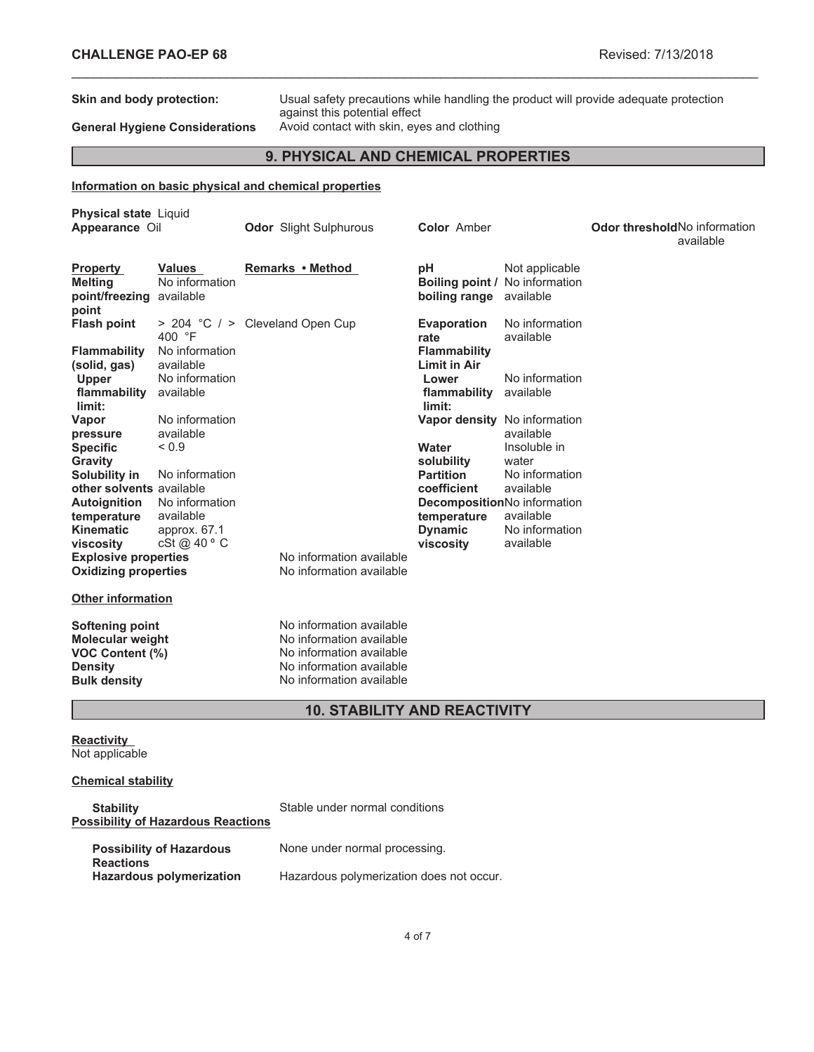**Skin and body protection:** Usual safety precautions while handling the product will provide adequate protection against this potential effect

**General Hygiene Considerations** Avoid contact with skin, eyes and clothing

## 9. PHYSICAL AND CHEMICAL PROPERTIES

**Information on basic physical and chemical properties**

**Physical state** Liquid

**Appearance** Oil

**Odor** Slight Sulphurous

**Color** Amber

**Odor threshold** No information available

| Property | Values | Remarks • Method | | |
|---|---|---|---|---|
| Melting point/freezing point | No information available | | pH | Not applicable |
| Flash point | > 204 °C / > 400 °F | Cleveland Open Cup | Boiling point / boiling range | No information available |
| Flammability (solid, gas) | No information available | | Evaporation rate | No information available |
| Upper flammability limit: | No information available | | Flammability Limit in Air<br>Lower flammability limit: | No information available |
| Vapor pressure | No information available | | Vapor density | No information available |
| Specific Gravity | < 0.9 | | Water solubility | Insoluble in water |
| Solubility in other solvents | No information available | | Partition coefficient | No information available |
| Autoignition temperature | No information available | | Decomposition temperature | No information available |
| Kinematic viscosity | approx. 67.1 cSt @ 40 º C | | Dynamic viscosity | No information available |
| Explosive properties | | No information available | | |
| Oxidizing properties | | No information available | | |

**Other information**

| | |
|---|---|
| **Softening point** | No information available |
| **Molecular weight** | No information available |
| **VOC Content (%)** | No information available |
| **Density** | No information available |
| **Bulk density** | No information available |

## 10. STABILITY AND REACTIVITY

**Reactivity**

Not applicable

**Chemical stability**

**Stability** Stable under normal conditions

**Possibility of Hazardous Reactions**

**Possibility of Hazardous Reactions** None under normal processing.

**Hazardous polymerization** Hazardous polymerization does not occur.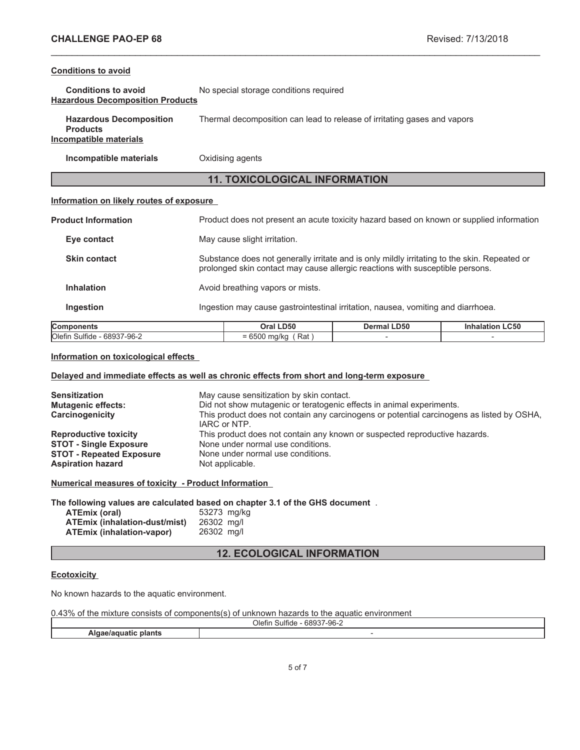#### Conditions to avoid

**Conditions to avoid** No special storage conditions required

#### Hazardous Decomposition Products

**Hazardous Decomposition Products** Thermal decomposition can lead to release of irritating gases and vapors

#### Incompatible materials

**Incompatible materials** Oxidising agents

## 11. TOXICOLOGICAL INFORMATION

#### Information on likely routes of exposure

**Product Information** Product does not present an acute toxicity hazard based on known or supplied information

**Eye contact** May cause slight irritation.

**Skin contact** Substance does not generally irritate and is only mildly irritating to the skin. Repeated or prolonged skin contact may cause allergic reactions with susceptible persons.

**Inhalation** Avoid breathing vapors or mists.

**Ingestion** Ingestion may cause gastrointestinal irritation, nausea, vomiting and diarrhoea.

| Components | Oral LD50 | Dermal LD50 | Inhalation LC50 |
|---|---|---|---|
| Olefin Sulfide - 68937-96-2 | = 6500 mg/kg ( Rat ) | - | - |

#### Information on toxicological effects

#### Delayed and immediate effects as well as chronic effects from short and long-term exposure

**Sensitization** May cause sensitization by skin contact.
**Mutagenic effects:** Did not show mutagenic or teratogenic effects in animal experiments.
**Carcinogenicity** This product does not contain any carcinogens or potential carcinogens as listed by OSHA, IARC or NTP.
**Reproductive toxicity** This product does not contain any known or suspected reproductive hazards.
**STOT - Single Exposure** None under normal use conditions.
**STOT - Repeated Exposure** None under normal use conditions.
**Aspiration hazard** Not applicable.

#### Numerical measures of toxicity - Product Information

**The following values are calculated based on chapter 3.1 of the GHS document** .

**ATEmix (oral)** 53273 mg/kg
**ATEmix (inhalation-dust/mist)** 26302 mg/l
**ATEmix (inhalation-vapor)** 26302 mg/l

## 12. ECOLOGICAL INFORMATION

#### Ecotoxicity

No known hazards to the aquatic environment.

0.43% of the mixture consists of components(s) of unknown hazards to the aquatic environment

| | Olefin Sulfide - 68937-96-2 |
|---|---|
| **Algae/aquatic plants** | - |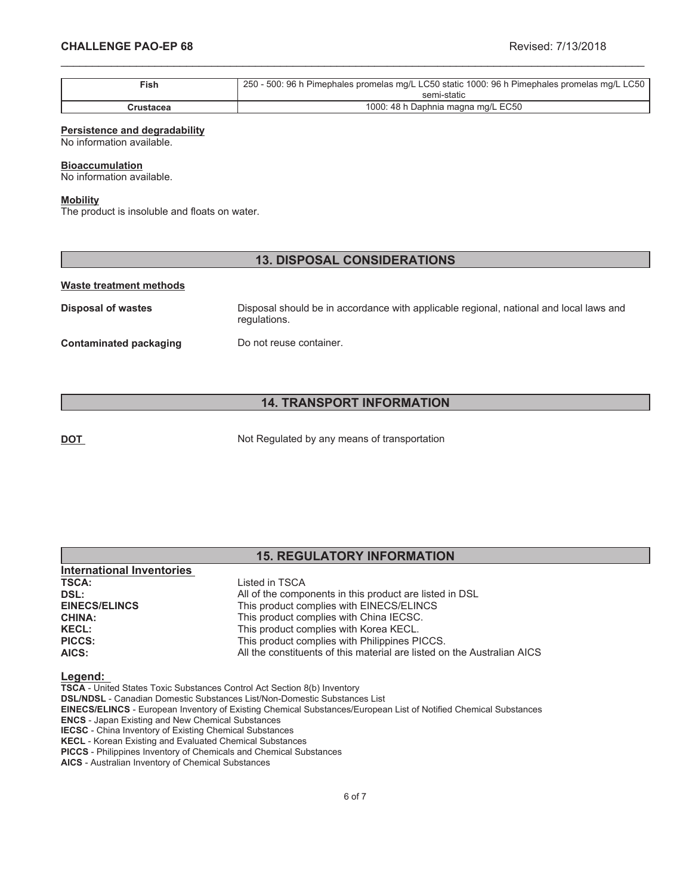| Fish | 250 - 500: 96 h Pimephales promelas mg/L LC50 static 1000: 96 h Pimephales promelas mg/L LC50 semi-static |
|---|---|
| Crustacea | 1000: 48 h Daphnia magna mg/L EC50 |

**Persistence and degradability**
No information available.

**Bioaccumulation**
No information available.

**Mobility**
The product is insoluble and floats on water.

## 13. DISPOSAL CONSIDERATIONS

**Waste treatment methods**

**Disposal of wastes** — Disposal should be in accordance with applicable regional, national and local laws and regulations.

**Contaminated packaging** — Do not reuse container.

## 14. TRANSPORT INFORMATION

**DOT** — Not Regulated by any means of transportation

## 15. REGULATORY INFORMATION

**International Inventories**

| | |
|---|---|
| **TSCA:** | Listed in TSCA |
| **DSL:** | All of the components in this product are listed in DSL |
| **EINECS/ELINCS** | This product complies with EINECS/ELINCS |
| **CHINA:** | This product complies with China IECSC. |
| **KECL:** | This product complies with Korea KECL. |
| **PICCS:** | This product complies with Philippines PICCS. |
| **AICS:** | All the constituents of this material are listed on the Australian AICS |

**Legend:**

**TSCA** - United States Toxic Substances Control Act Section 8(b) Inventory
**DSL/NDSL** - Canadian Domestic Substances List/Non-Domestic Substances List
**EINECS/ELINCS** - European Inventory of Existing Chemical Substances/European List of Notified Chemical Substances
**ENCS** - Japan Existing and New Chemical Substances
**IECSC** - China Inventory of Existing Chemical Substances
**KECL** - Korean Existing and Evaluated Chemical Substances
**PICCS** - Philippines Inventory of Chemicals and Chemical Substances
**AICS** - Australian Inventory of Chemical Substances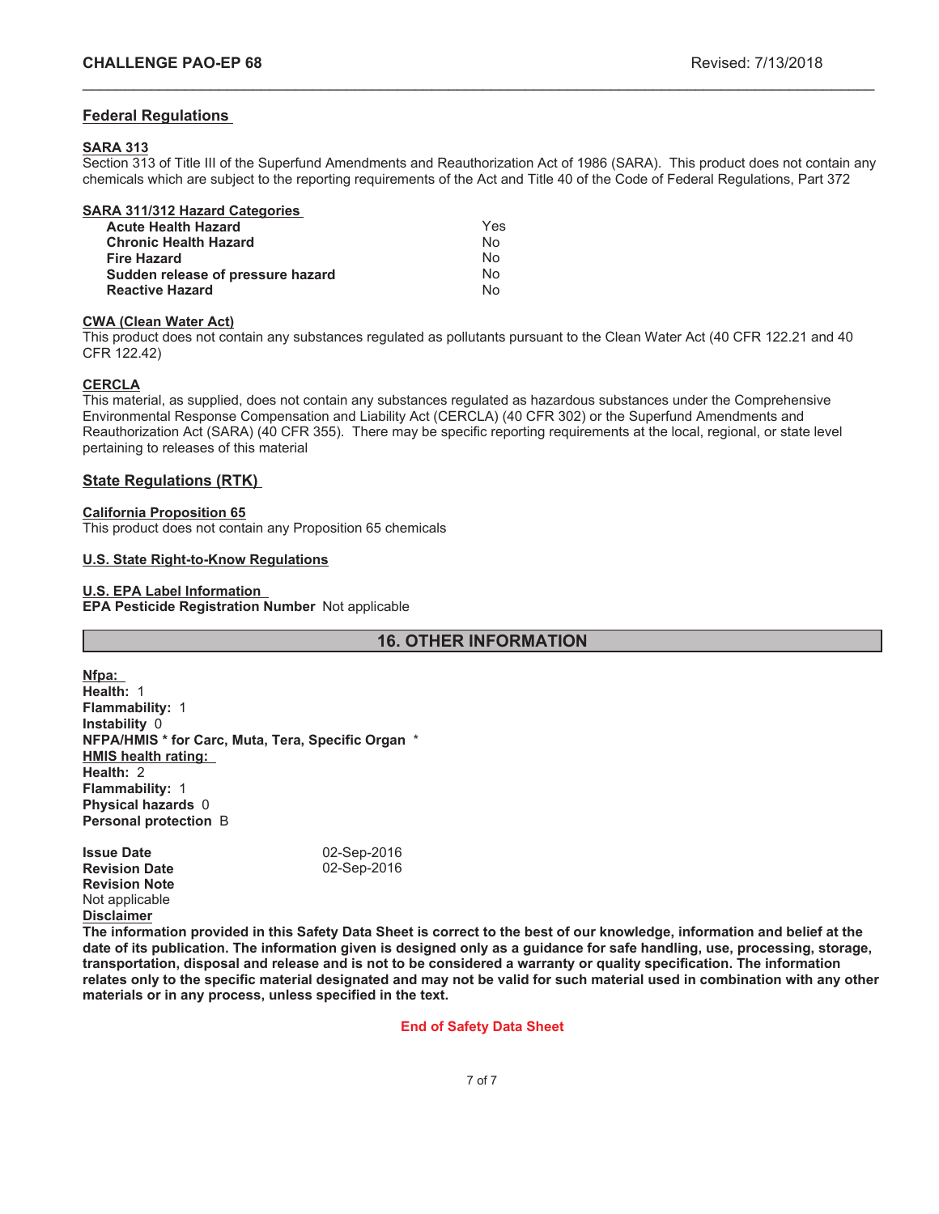## Federal Regulations

**SARA 313**

Section 313 of Title III of the Superfund Amendments and Reauthorization Act of 1986 (SARA). This product does not contain any chemicals which are subject to the reporting requirements of the Act and Title 40 of the Code of Federal Regulations, Part 372

**SARA 311/312 Hazard Categories**

| | |
|---|---|
| **Acute Health Hazard** | Yes |
| **Chronic Health Hazard** | No |
| **Fire Hazard** | No |
| **Sudden release of pressure hazard** | No |
| **Reactive Hazard** | No |

**CWA (Clean Water Act)**

This product does not contain any substances regulated as pollutants pursuant to the Clean Water Act (40 CFR 122.21 and 40 CFR 122.42)

**CERCLA**

This material, as supplied, does not contain any substances regulated as hazardous substances under the Comprehensive Environmental Response Compensation and Liability Act (CERCLA) (40 CFR 302) or the Superfund Amendments and Reauthorization Act (SARA) (40 CFR 355). There may be specific reporting requirements at the local, regional, or state level pertaining to releases of this material

## State Regulations (RTK)

**California Proposition 65**

This product does not contain any Proposition 65 chemicals

**U.S. State Right-to-Know Regulations**

**U.S. EPA Label Information**

**EPA Pesticide Registration Number** Not applicable

## 16. OTHER INFORMATION

**Nfpa:**

**Health:** 1
**Flammability:** 1
**Instability** 0
**NFPA/HMIS * for Carc, Muta, Tera, Specific Organ** *

**HMIS health rating:**

**Health:** 2
**Flammability:** 1
**Physical hazards** 0
**Personal protection** B

| | |
|---|---|
| **Issue Date** | 02-Sep-2016 |
| **Revision Date** | 02-Sep-2016 |

**Revision Note**
Not applicable

**Disclaimer**

**The information provided in this Safety Data Sheet is correct to the best of our knowledge, information and belief at the date of its publication. The information given is designed only as a guidance for safe handling, use, processing, storage, transportation, disposal and release and is not to be considered a warranty or quality specification. The information relates only to the specific material designated and may not be valid for such material used in combination with any other materials or in any process, unless specified in the text.**

**End of Safety Data Sheet**